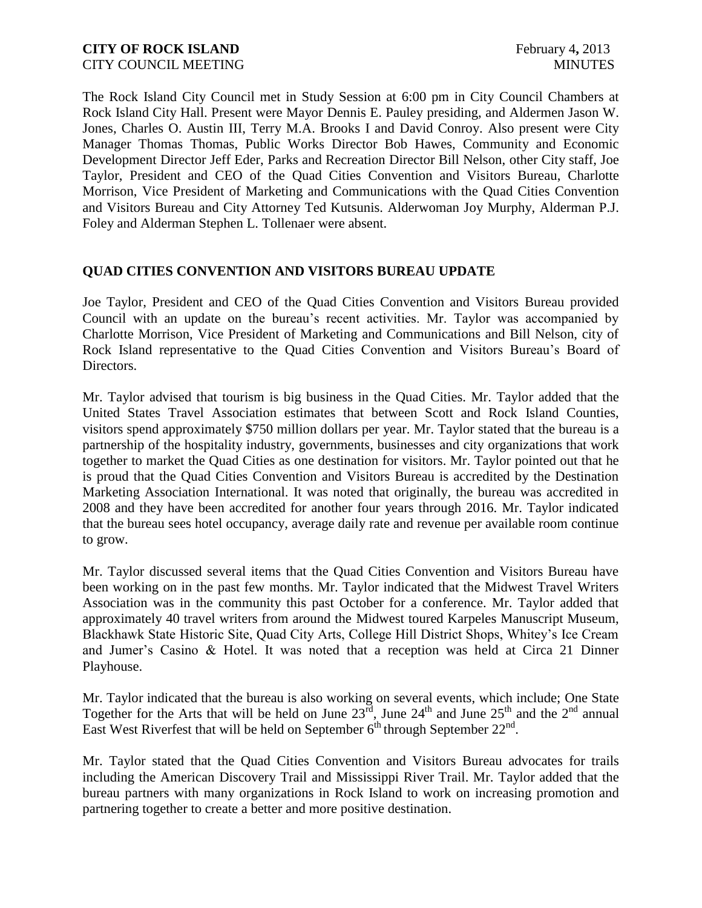**CITY OF ROCK ISLAND** February 4, 2013
CITY COUNCIL MEETING MINUTES

The Rock Island City Council met in Study Session at 6:00 pm in City Council Chambers at Rock Island City Hall. Present were Mayor Dennis E. Pauley presiding, and Aldermen Jason W. Jones, Charles O. Austin III, Terry M.A. Brooks I and David Conroy. Also present were City Manager Thomas Thomas, Public Works Director Bob Hawes, Community and Economic Development Director Jeff Eder, Parks and Recreation Director Bill Nelson, other City staff, Joe Taylor, President and CEO of the Quad Cities Convention and Visitors Bureau, Charlotte Morrison, Vice President of Marketing and Communications with the Quad Cities Convention and Visitors Bureau and City Attorney Ted Kutsunis. Alderwoman Joy Murphy, Alderman P.J. Foley and Alderman Stephen L. Tollenaer were absent.

## QUAD CITIES CONVENTION AND VISITORS BUREAU UPDATE

Joe Taylor, President and CEO of the Quad Cities Convention and Visitors Bureau provided Council with an update on the bureau's recent activities. Mr. Taylor was accompanied by Charlotte Morrison, Vice President of Marketing and Communications and Bill Nelson, city of Rock Island representative to the Quad Cities Convention and Visitors Bureau's Board of Directors.

Mr. Taylor advised that tourism is big business in the Quad Cities. Mr. Taylor added that the United States Travel Association estimates that between Scott and Rock Island Counties, visitors spend approximately $750 million dollars per year. Mr. Taylor stated that the bureau is a partnership of the hospitality industry, governments, businesses and city organizations that work together to market the Quad Cities as one destination for visitors. Mr. Taylor pointed out that he is proud that the Quad Cities Convention and Visitors Bureau is accredited by the Destination Marketing Association International. It was noted that originally, the bureau was accredited in 2008 and they have been accredited for another four years through 2016. Mr. Taylor indicated that the bureau sees hotel occupancy, average daily rate and revenue per available room continue to grow.

Mr. Taylor discussed several items that the Quad Cities Convention and Visitors Bureau have been working on in the past few months. Mr. Taylor indicated that the Midwest Travel Writers Association was in the community this past October for a conference. Mr. Taylor added that approximately 40 travel writers from around the Midwest toured Karpeles Manuscript Museum, Blackhawk State Historic Site, Quad City Arts, College Hill District Shops, Whitey's Ice Cream and Jumer's Casino & Hotel. It was noted that a reception was held at Circa 21 Dinner Playhouse.

Mr. Taylor indicated that the bureau is also working on several events, which include; One State Together for the Arts that will be held on June 23rd, June 24th and June 25th and the 2nd annual East West Riverfest that will be held on September 6th through September 22nd.

Mr. Taylor stated that the Quad Cities Convention and Visitors Bureau advocates for trails including the American Discovery Trail and Mississippi River Trail. Mr. Taylor added that the bureau partners with many organizations in Rock Island to work on increasing promotion and partnering together to create a better and more positive destination.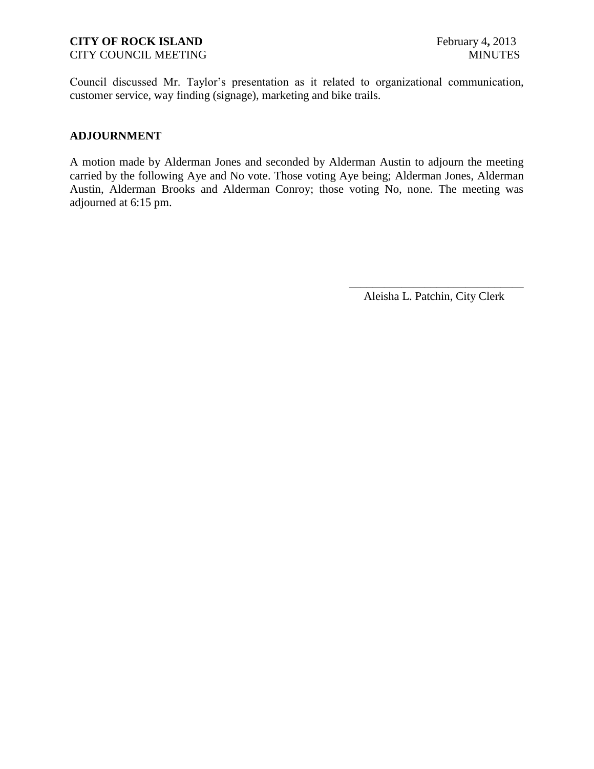Council discussed Mr. Taylor's presentation as it related to organizational communication, customer service, way finding (signage), marketing and bike trails.

**ADJOURNMENT**

A motion made by Alderman Jones and seconded by Alderman Austin to adjourn the meeting carried by the following Aye and No vote. Those voting Aye being; Alderman Jones, Alderman Austin, Alderman Brooks and Alderman Conroy; those voting No, none. The meeting was adjourned at 6:15 pm.

\_\_\_\_\_\_\_\_\_\_\_\_\_\_\_\_\_\_\_\_\_\_\_\_\_\_\_\_\_\_

Aleisha L. Patchin, City Clerk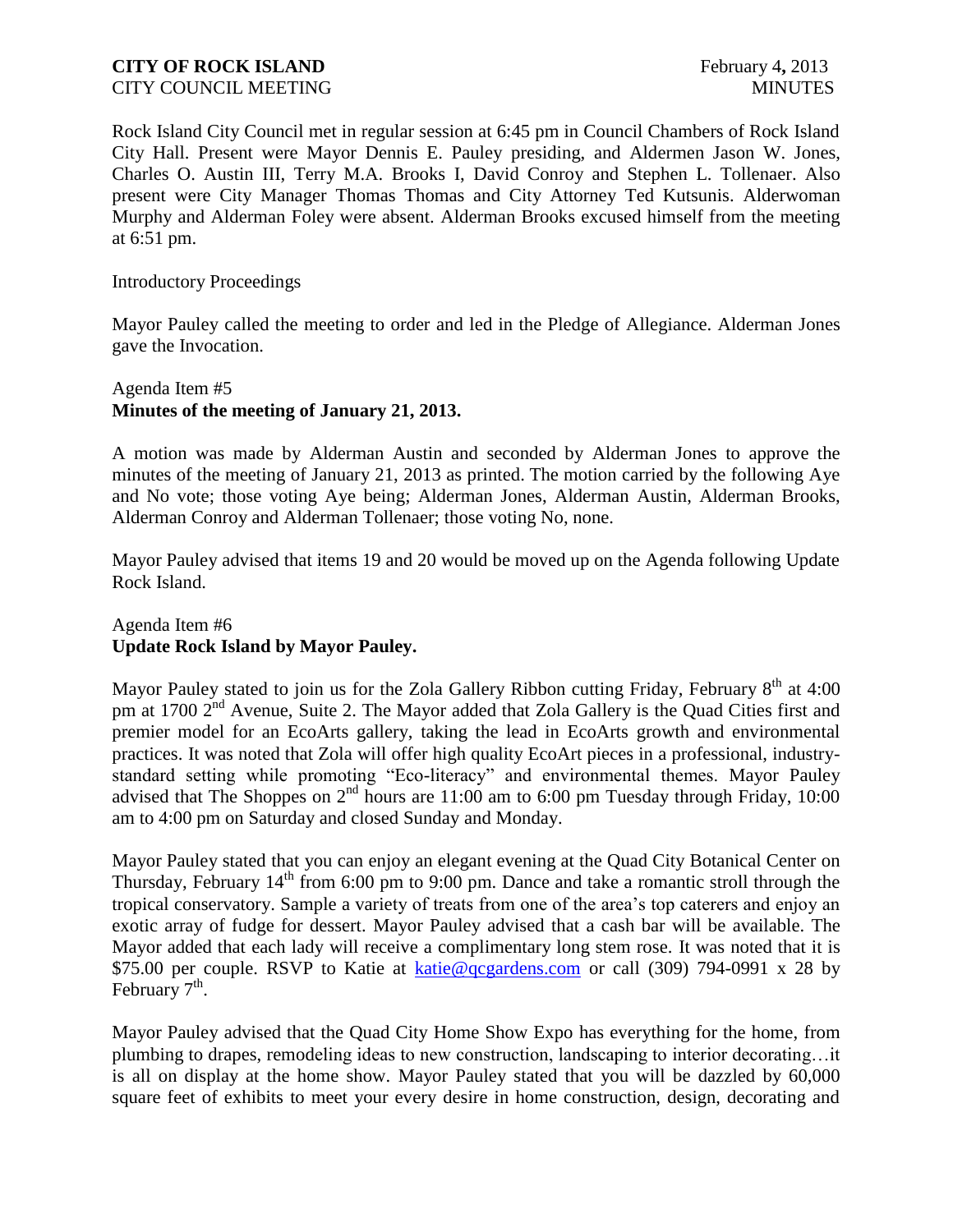Rock Island City Council met in regular session at 6:45 pm in Council Chambers of Rock Island City Hall. Present were Mayor Dennis E. Pauley presiding, and Aldermen Jason W. Jones, Charles O. Austin III, Terry M.A. Brooks I, David Conroy and Stephen L. Tollenaer. Also present were City Manager Thomas Thomas and City Attorney Ted Kutsunis. Alderwoman Murphy and Alderman Foley were absent. Alderman Brooks excused himself from the meeting at 6:51 pm.

Introductory Proceedings

Mayor Pauley called the meeting to order and led in the Pledge of Allegiance. Alderman Jones gave the Invocation.

Agenda Item #5
**Minutes of the meeting of January 21, 2013.**

A motion was made by Alderman Austin and seconded by Alderman Jones to approve the minutes of the meeting of January 21, 2013 as printed. The motion carried by the following Aye and No vote; those voting Aye being; Alderman Jones, Alderman Austin, Alderman Brooks, Alderman Conroy and Alderman Tollenaer; those voting No, none.

Mayor Pauley advised that items 19 and 20 would be moved up on the Agenda following Update Rock Island.

Agenda Item #6
**Update Rock Island by Mayor Pauley.**

Mayor Pauley stated to join us for the Zola Gallery Ribbon cutting Friday, February 8th at 4:00 pm at 1700 2nd Avenue, Suite 2. The Mayor added that Zola Gallery is the Quad Cities first and premier model for an EcoArts gallery, taking the lead in EcoArts growth and environmental practices. It was noted that Zola will offer high quality EcoArt pieces in a professional, industry-standard setting while promoting "Eco-literacy" and environmental themes. Mayor Pauley advised that The Shoppes on 2nd hours are 11:00 am to 6:00 pm Tuesday through Friday, 10:00 am to 4:00 pm on Saturday and closed Sunday and Monday.

Mayor Pauley stated that you can enjoy an elegant evening at the Quad City Botanical Center on Thursday, February 14th from 6:00 pm to 9:00 pm. Dance and take a romantic stroll through the tropical conservatory. Sample a variety of treats from one of the area's top caterers and enjoy an exotic array of fudge for dessert. Mayor Pauley advised that a cash bar will be available. The Mayor added that each lady will receive a complimentary long stem rose. It was noted that it is $75.00 per couple. RSVP to Katie at katie@qcgardens.com or call (309) 794-0991 x 28 by February 7th.

Mayor Pauley advised that the Quad City Home Show Expo has everything for the home, from plumbing to drapes, remodeling ideas to new construction, landscaping to interior decorating…it is all on display at the home show. Mayor Pauley stated that you will be dazzled by 60,000 square feet of exhibits to meet your every desire in home construction, design, decorating and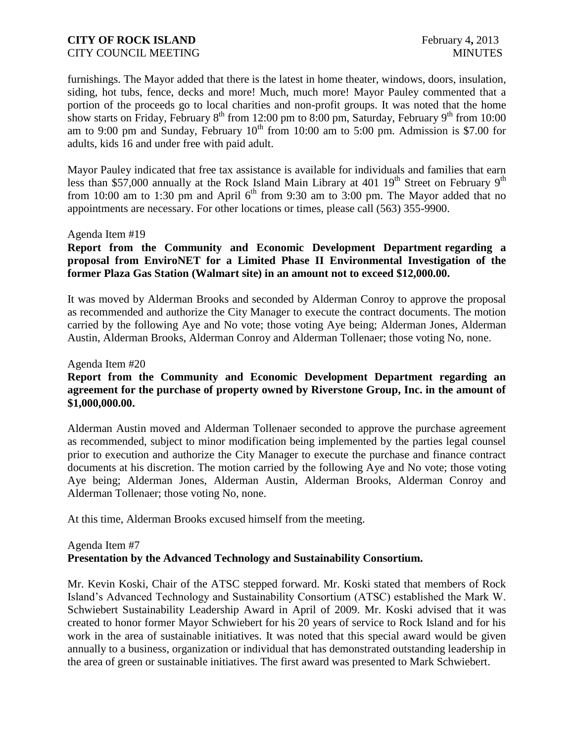furnishings. The Mayor added that there is the latest in home theater, windows, doors, insulation, siding, hot tubs, fence, decks and more! Much, much more! Mayor Pauley commented that a portion of the proceeds go to local charities and non-profit groups. It was noted that the home show starts on Friday, February 8th from 12:00 pm to 8:00 pm, Saturday, February 9th from 10:00 am to 9:00 pm and Sunday, February 10th from 10:00 am to 5:00 pm. Admission is $7.00 for adults, kids 16 and under free with paid adult.

Mayor Pauley indicated that free tax assistance is available for individuals and families that earn less than $57,000 annually at the Rock Island Main Library at 401 19th Street on February 9th from 10:00 am to 1:30 pm and April 6th from 9:30 am to 3:00 pm. The Mayor added that no appointments are necessary. For other locations or times, please call (563) 355-9900.

Agenda Item #19

**Report from the Community and Economic Development Department regarding a proposal from EnviroNET for a Limited Phase II Environmental Investigation of the former Plaza Gas Station (Walmart site) in an amount not to exceed $12,000.00.**

It was moved by Alderman Brooks and seconded by Alderman Conroy to approve the proposal as recommended and authorize the City Manager to execute the contract documents. The motion carried by the following Aye and No vote; those voting Aye being; Alderman Jones, Alderman Austin, Alderman Brooks, Alderman Conroy and Alderman Tollenaer; those voting No, none.

Agenda Item #20

**Report from the Community and Economic Development Department regarding an agreement for the purchase of property owned by Riverstone Group, Inc. in the amount of $1,000,000.00.**

Alderman Austin moved and Alderman Tollenaer seconded to approve the purchase agreement as recommended, subject to minor modification being implemented by the parties legal counsel prior to execution and authorize the City Manager to execute the purchase and finance contract documents at his discretion. The motion carried by the following Aye and No vote; those voting Aye being; Alderman Jones, Alderman Austin, Alderman Brooks, Alderman Conroy and Alderman Tollenaer; those voting No, none.

At this time, Alderman Brooks excused himself from the meeting.

Agenda Item #7

**Presentation by the Advanced Technology and Sustainability Consortium.**

Mr. Kevin Koski, Chair of the ATSC stepped forward. Mr. Koski stated that members of Rock Island's Advanced Technology and Sustainability Consortium (ATSC) established the Mark W. Schwiebert Sustainability Leadership Award in April of 2009. Mr. Koski advised that it was created to honor former Mayor Schwiebert for his 20 years of service to Rock Island and for his work in the area of sustainable initiatives. It was noted that this special award would be given annually to a business, organization or individual that has demonstrated outstanding leadership in the area of green or sustainable initiatives. The first award was presented to Mark Schwiebert.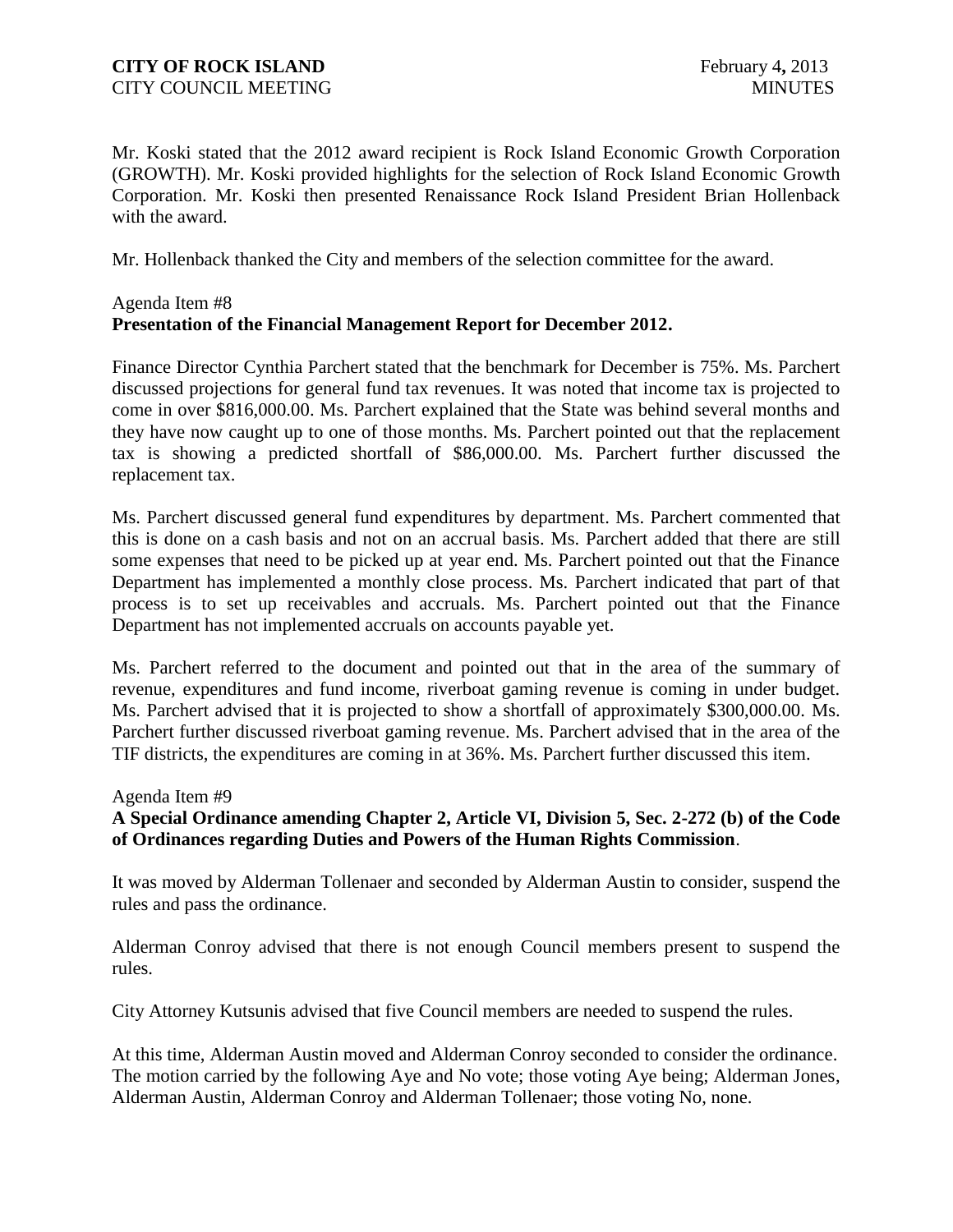Mr. Koski stated that the 2012 award recipient is Rock Island Economic Growth Corporation (GROWTH). Mr. Koski provided highlights for the selection of Rock Island Economic Growth Corporation. Mr. Koski then presented Renaissance Rock Island President Brian Hollenback with the award.

Mr. Hollenback thanked the City and members of the selection committee for the award.

Agenda Item #8
**Presentation of the Financial Management Report for December 2012.**

Finance Director Cynthia Parchert stated that the benchmark for December is 75%. Ms. Parchert discussed projections for general fund tax revenues. It was noted that income tax is projected to come in over $816,000.00. Ms. Parchert explained that the State was behind several months and they have now caught up to one of those months. Ms. Parchert pointed out that the replacement tax is showing a predicted shortfall of $86,000.00. Ms. Parchert further discussed the replacement tax.

Ms. Parchert discussed general fund expenditures by department. Ms. Parchert commented that this is done on a cash basis and not on an accrual basis. Ms. Parchert added that there are still some expenses that need to be picked up at year end. Ms. Parchert pointed out that the Finance Department has implemented a monthly close process. Ms. Parchert indicated that part of that process is to set up receivables and accruals. Ms. Parchert pointed out that the Finance Department has not implemented accruals on accounts payable yet.

Ms. Parchert referred to the document and pointed out that in the area of the summary of revenue, expenditures and fund income, riverboat gaming revenue is coming in under budget. Ms. Parchert advised that it is projected to show a shortfall of approximately $300,000.00. Ms. Parchert further discussed riverboat gaming revenue. Ms. Parchert advised that in the area of the TIF districts, the expenditures are coming in at 36%. Ms. Parchert further discussed this item.

Agenda Item #9
**A Special Ordinance amending Chapter 2, Article VI, Division 5, Sec. 2-272 (b) of the Code of Ordinances regarding Duties and Powers of the Human Rights Commission**.

It was moved by Alderman Tollenaer and seconded by Alderman Austin to consider, suspend the rules and pass the ordinance.

Alderman Conroy advised that there is not enough Council members present to suspend the rules.

City Attorney Kutsunis advised that five Council members are needed to suspend the rules.

At this time, Alderman Austin moved and Alderman Conroy seconded to consider the ordinance. The motion carried by the following Aye and No vote; those voting Aye being; Alderman Jones, Alderman Austin, Alderman Conroy and Alderman Tollenaer; those voting No, none.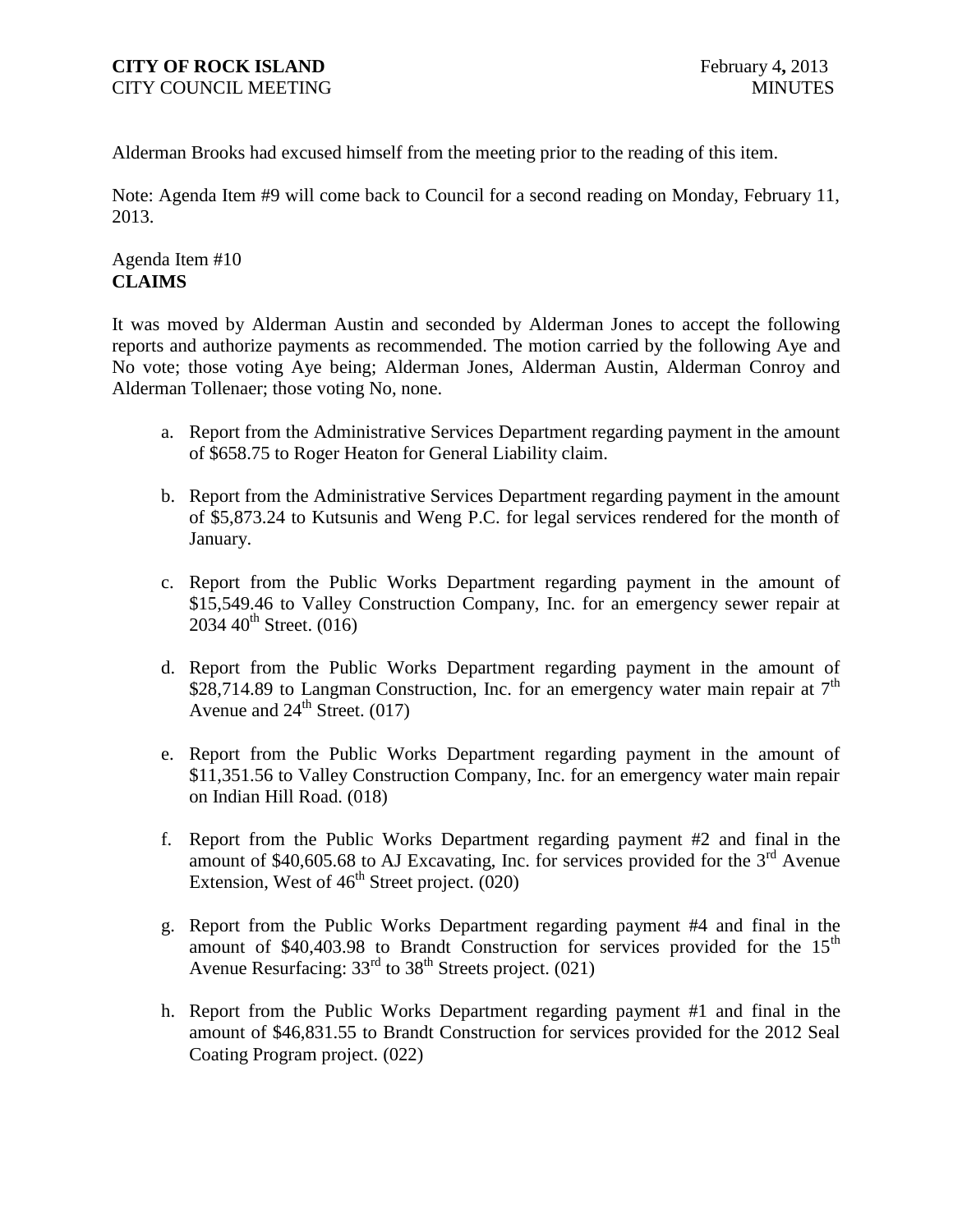Alderman Brooks had excused himself from the meeting prior to the reading of this item.

Note: Agenda Item #9 will come back to Council for a second reading on Monday, February 11, 2013.

Agenda Item #10
**CLAIMS**

It was moved by Alderman Austin and seconded by Alderman Jones to accept the following reports and authorize payments as recommended. The motion carried by the following Aye and No vote; those voting Aye being; Alderman Jones, Alderman Austin, Alderman Conroy and Alderman Tollenaer; those voting No, none.

a. Report from the Administrative Services Department regarding payment in the amount of $658.75 to Roger Heaton for General Liability claim.

b. Report from the Administrative Services Department regarding payment in the amount of $5,873.24 to Kutsunis and Weng P.C. for legal services rendered for the month of January.

c. Report from the Public Works Department regarding payment in the amount of $15,549.46 to Valley Construction Company, Inc. for an emergency sewer repair at 2034 40th Street. (016)

d. Report from the Public Works Department regarding payment in the amount of $28,714.89 to Langman Construction, Inc. for an emergency water main repair at 7th Avenue and 24th Street. (017)

e. Report from the Public Works Department regarding payment in the amount of $11,351.56 to Valley Construction Company, Inc. for an emergency water main repair on Indian Hill Road. (018)

f. Report from the Public Works Department regarding payment #2 and final in the amount of $40,605.68 to AJ Excavating, Inc. for services provided for the 3rd Avenue Extension, West of 46th Street project. (020)

g. Report from the Public Works Department regarding payment #4 and final in the amount of $40,403.98 to Brandt Construction for services provided for the 15th Avenue Resurfacing: 33rd to 38th Streets project. (021)

h. Report from the Public Works Department regarding payment #1 and final in the amount of $46,831.55 to Brandt Construction for services provided for the 2012 Seal Coating Program project. (022)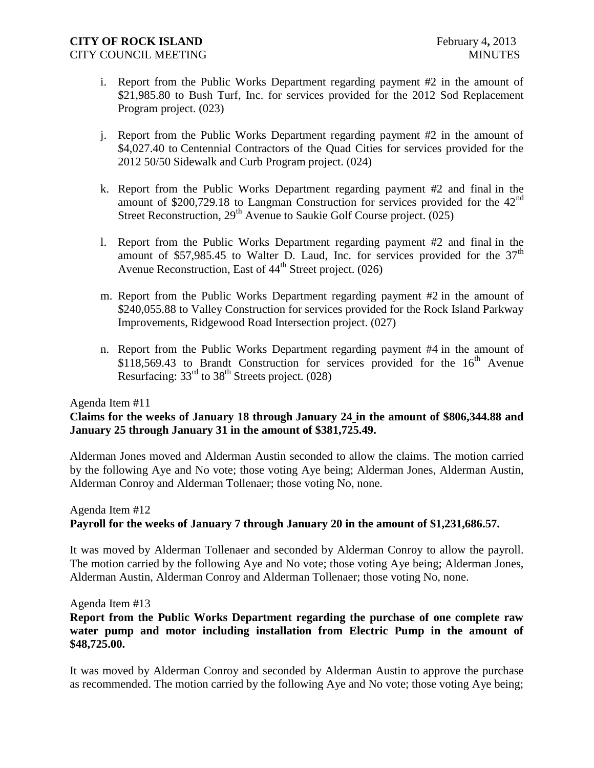i. Report from the Public Works Department regarding payment #2 in the amount of $21,985.80 to Bush Turf, Inc. for services provided for the 2012 Sod Replacement Program project. (023)

j. Report from the Public Works Department regarding payment #2 in the amount of $4,027.40 to Centennial Contractors of the Quad Cities for services provided for the 2012 50/50 Sidewalk and Curb Program project. (024)

k. Report from the Public Works Department regarding payment #2 and final in the amount of $200,729.18 to Langman Construction for services provided for the 42nd Street Reconstruction, 29th Avenue to Saukie Golf Course project. (025)

l. Report from the Public Works Department regarding payment #2 and final in the amount of $57,985.45 to Walter D. Laud, Inc. for services provided for the 37th Avenue Reconstruction, East of 44th Street project. (026)

m. Report from the Public Works Department regarding payment #2 in the amount of $240,055.88 to Valley Construction for services provided for the Rock Island Parkway Improvements, Ridgewood Road Intersection project. (027)

n. Report from the Public Works Department regarding payment #4 in the amount of $118,569.43 to Brandt Construction for services provided for the 16th Avenue Resurfacing: 33rd to 38th Streets project. (028)

Agenda Item #11

**Claims for the weeks of January 18 through January 24 in the amount of $806,344.88 and January 25 through January 31 in the amount of $381,725.49.**

Alderman Jones moved and Alderman Austin seconded to allow the claims. The motion carried by the following Aye and No vote; those voting Aye being; Alderman Jones, Alderman Austin, Alderman Conroy and Alderman Tollenaer; those voting No, none.

Agenda Item #12

**Payroll for the weeks of January 7 through January 20 in the amount of $1,231,686.57.**

It was moved by Alderman Tollenaer and seconded by Alderman Conroy to allow the payroll. The motion carried by the following Aye and No vote; those voting Aye being; Alderman Jones, Alderman Austin, Alderman Conroy and Alderman Tollenaer; those voting No, none.

Agenda Item #13

**Report from the Public Works Department regarding the purchase of one complete raw water pump and motor including installation from Electric Pump in the amount of $48,725.00.**

It was moved by Alderman Conroy and seconded by Alderman Austin to approve the purchase as recommended. The motion carried by the following Aye and No vote; those voting Aye being;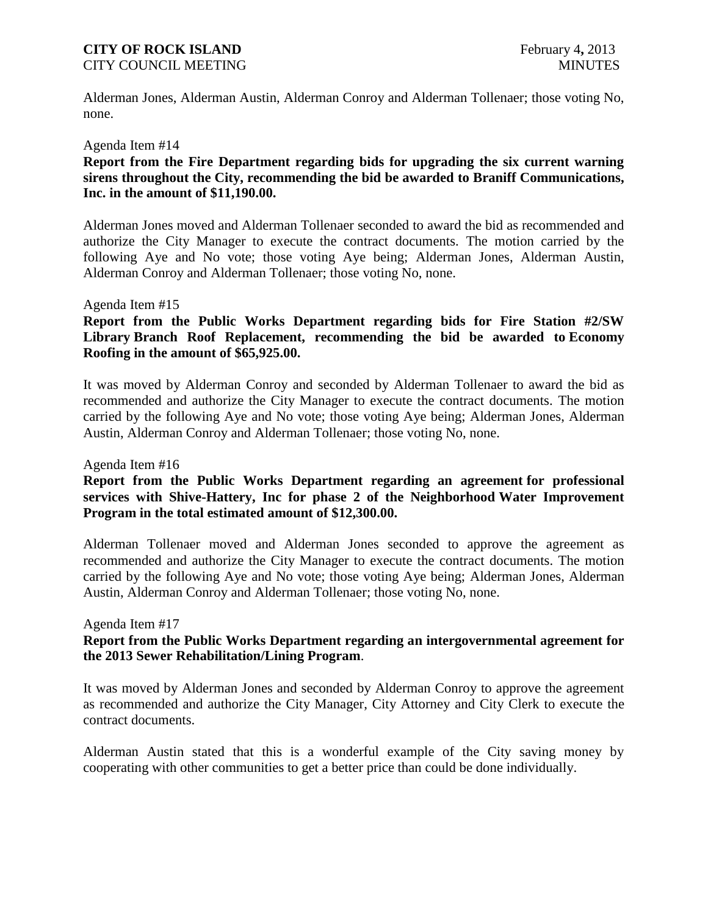Alderman Jones, Alderman Austin, Alderman Conroy and Alderman Tollenaer; those voting No, none.

Agenda Item #14

**Report from the Fire Department regarding bids for upgrading the six current warning sirens throughout the City, recommending the bid be awarded to Braniff Communications, Inc. in the amount of $11,190.00.**

Alderman Jones moved and Alderman Tollenaer seconded to award the bid as recommended and authorize the City Manager to execute the contract documents. The motion carried by the following Aye and No vote; those voting Aye being; Alderman Jones, Alderman Austin, Alderman Conroy and Alderman Tollenaer; those voting No, none.

Agenda Item #15

**Report from the Public Works Department regarding bids for Fire Station #2/SW Library Branch Roof Replacement, recommending the bid be awarded to Economy Roofing in the amount of $65,925.00.**

It was moved by Alderman Conroy and seconded by Alderman Tollenaer to award the bid as recommended and authorize the City Manager to execute the contract documents. The motion carried by the following Aye and No vote; those voting Aye being; Alderman Jones, Alderman Austin, Alderman Conroy and Alderman Tollenaer; those voting No, none.

Agenda Item #16

**Report from the Public Works Department regarding an agreement for professional services with Shive-Hattery, Inc for phase 2 of the Neighborhood Water Improvement Program in the total estimated amount of $12,300.00.**

Alderman Tollenaer moved and Alderman Jones seconded to approve the agreement as recommended and authorize the City Manager to execute the contract documents. The motion carried by the following Aye and No vote; those voting Aye being; Alderman Jones, Alderman Austin, Alderman Conroy and Alderman Tollenaer; those voting No, none.

Agenda Item #17

**Report from the Public Works Department regarding an intergovernmental agreement for the 2013 Sewer Rehabilitation/Lining Program**.

It was moved by Alderman Jones and seconded by Alderman Conroy to approve the agreement as recommended and authorize the City Manager, City Attorney and City Clerk to execute the contract documents.

Alderman Austin stated that this is a wonderful example of the City saving money by cooperating with other communities to get a better price than could be done individually.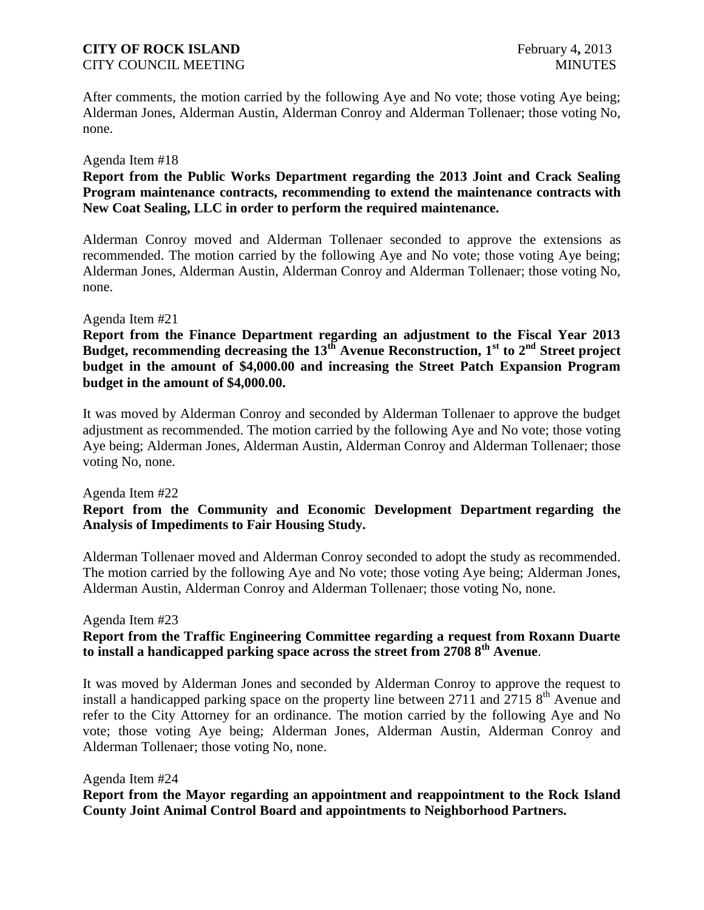After comments, the motion carried by the following Aye and No vote; those voting Aye being; Alderman Jones, Alderman Austin, Alderman Conroy and Alderman Tollenaer; those voting No, none.

Agenda Item #18

**Report from the Public Works Department regarding the 2013 Joint and Crack Sealing Program maintenance contracts, recommending to extend the maintenance contracts with New Coat Sealing, LLC in order to perform the required maintenance.**

Alderman Conroy moved and Alderman Tollenaer seconded to approve the extensions as recommended. The motion carried by the following Aye and No vote; those voting Aye being; Alderman Jones, Alderman Austin, Alderman Conroy and Alderman Tollenaer; those voting No, none.

Agenda Item #21

**Report from the Finance Department regarding an adjustment to the Fiscal Year 2013 Budget, recommending decreasing the 13th Avenue Reconstruction, 1st to 2nd Street project budget in the amount of $4,000.00 and increasing the Street Patch Expansion Program budget in the amount of $4,000.00.**

It was moved by Alderman Conroy and seconded by Alderman Tollenaer to approve the budget adjustment as recommended. The motion carried by the following Aye and No vote; those voting Aye being; Alderman Jones, Alderman Austin, Alderman Conroy and Alderman Tollenaer; those voting No, none.

Agenda Item #22

**Report from the Community and Economic Development Department regarding the Analysis of Impediments to Fair Housing Study.**

Alderman Tollenaer moved and Alderman Conroy seconded to adopt the study as recommended. The motion carried by the following Aye and No vote; those voting Aye being; Alderman Jones, Alderman Austin, Alderman Conroy and Alderman Tollenaer; those voting No, none.

Agenda Item #23

**Report from the Traffic Engineering Committee regarding a request from Roxann Duarte to install a handicapped parking space across the street from 2708 8th Avenue.**

It was moved by Alderman Jones and seconded by Alderman Conroy to approve the request to install a handicapped parking space on the property line between 2711 and 2715 8th Avenue and refer to the City Attorney for an ordinance. The motion carried by the following Aye and No vote; those voting Aye being; Alderman Jones, Alderman Austin, Alderman Conroy and Alderman Tollenaer; those voting No, none.

Agenda Item #24

**Report from the Mayor regarding an appointment and reappointment to the Rock Island County Joint Animal Control Board and appointments to Neighborhood Partners.**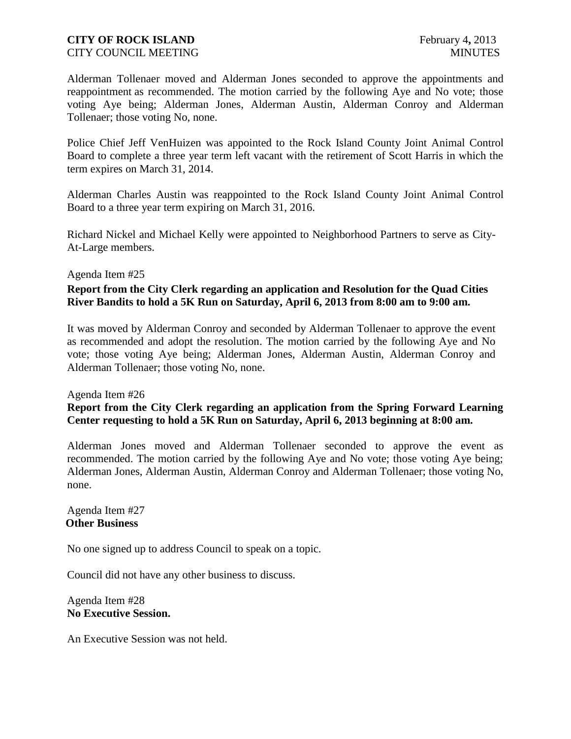Alderman Tollenaer moved and Alderman Jones seconded to approve the appointments and reappointment as recommended. The motion carried by the following Aye and No vote; those voting Aye being; Alderman Jones, Alderman Austin, Alderman Conroy and Alderman Tollenaer; those voting No, none.

Police Chief Jeff VenHuizen was appointed to the Rock Island County Joint Animal Control Board to complete a three year term left vacant with the retirement of Scott Harris in which the term expires on March 31, 2014.

Alderman Charles Austin was reappointed to the Rock Island County Joint Animal Control Board to a three year term expiring on March 31, 2016.

Richard Nickel and Michael Kelly were appointed to Neighborhood Partners to serve as City-At-Large members.

Agenda Item #25

**Report from the City Clerk regarding an application and Resolution for the Quad Cities River Bandits to hold a 5K Run on Saturday, April 6, 2013 from 8:00 am to 9:00 am.**

It was moved by Alderman Conroy and seconded by Alderman Tollenaer to approve the event as recommended and adopt the resolution. The motion carried by the following Aye and No vote; those voting Aye being; Alderman Jones, Alderman Austin, Alderman Conroy and Alderman Tollenaer; those voting No, none.

Agenda Item #26

**Report from the City Clerk regarding an application from the Spring Forward Learning Center requesting to hold a 5K Run on Saturday, April 6, 2013 beginning at 8:00 am.**

Alderman Jones moved and Alderman Tollenaer seconded to approve the event as recommended. The motion carried by the following Aye and No vote; those voting Aye being; Alderman Jones, Alderman Austin, Alderman Conroy and Alderman Tollenaer; those voting No, none.

Agenda Item #27

**Other Business**

No one signed up to address Council to speak on a topic.

Council did not have any other business to discuss.

Agenda Item #28

**No Executive Session.**

An Executive Session was not held.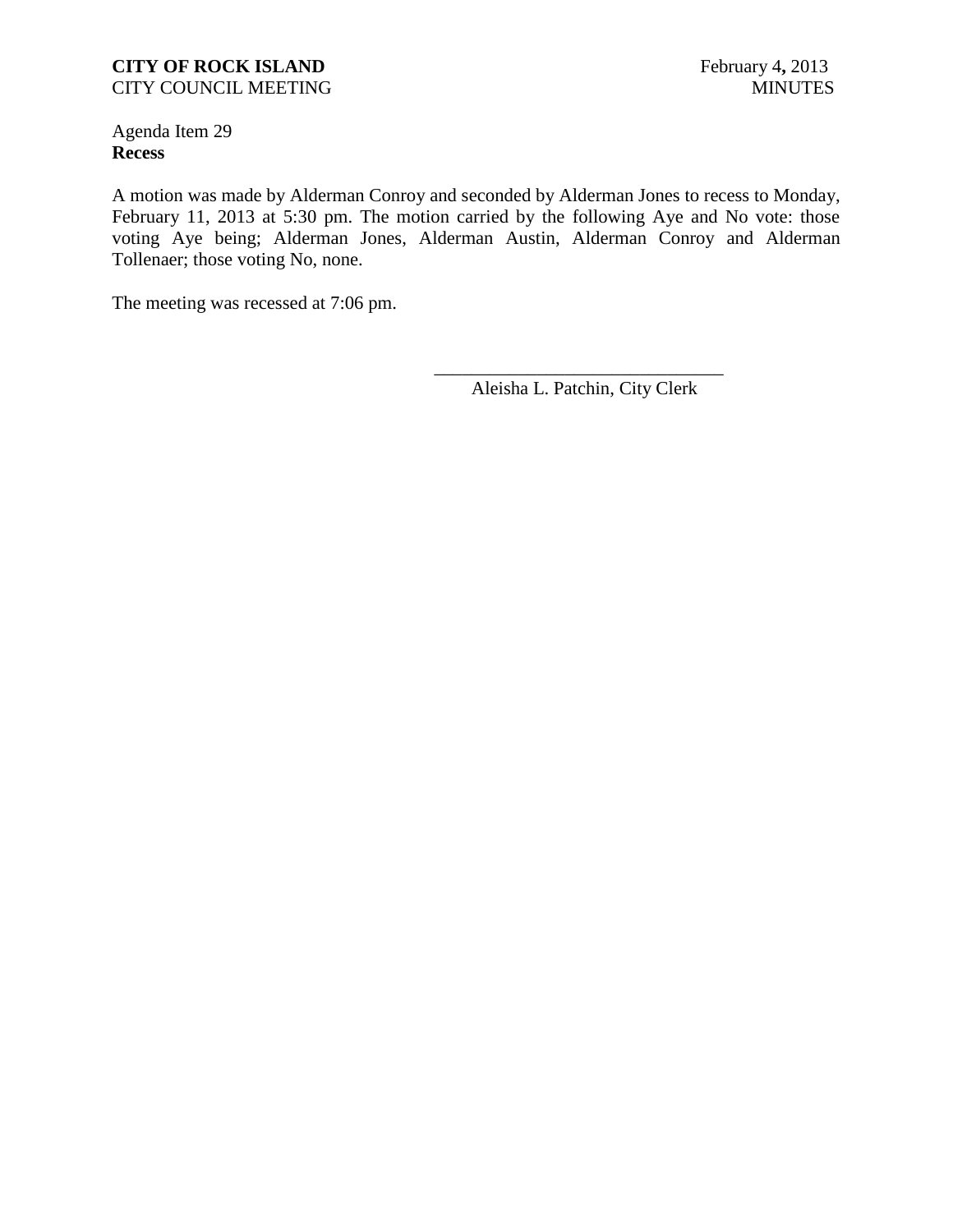Agenda Item 29
**Recess**

A motion was made by Alderman Conroy and seconded by Alderman Jones to recess to Monday, February 11, 2013 at 5:30 pm. The motion carried by the following Aye and No vote: those voting Aye being; Alderman Jones, Alderman Austin, Alderman Conroy and Alderman Tollenaer; those voting No, none.

The meeting was recessed at 7:06 pm.

______________________________
Aleisha L. Patchin, City Clerk